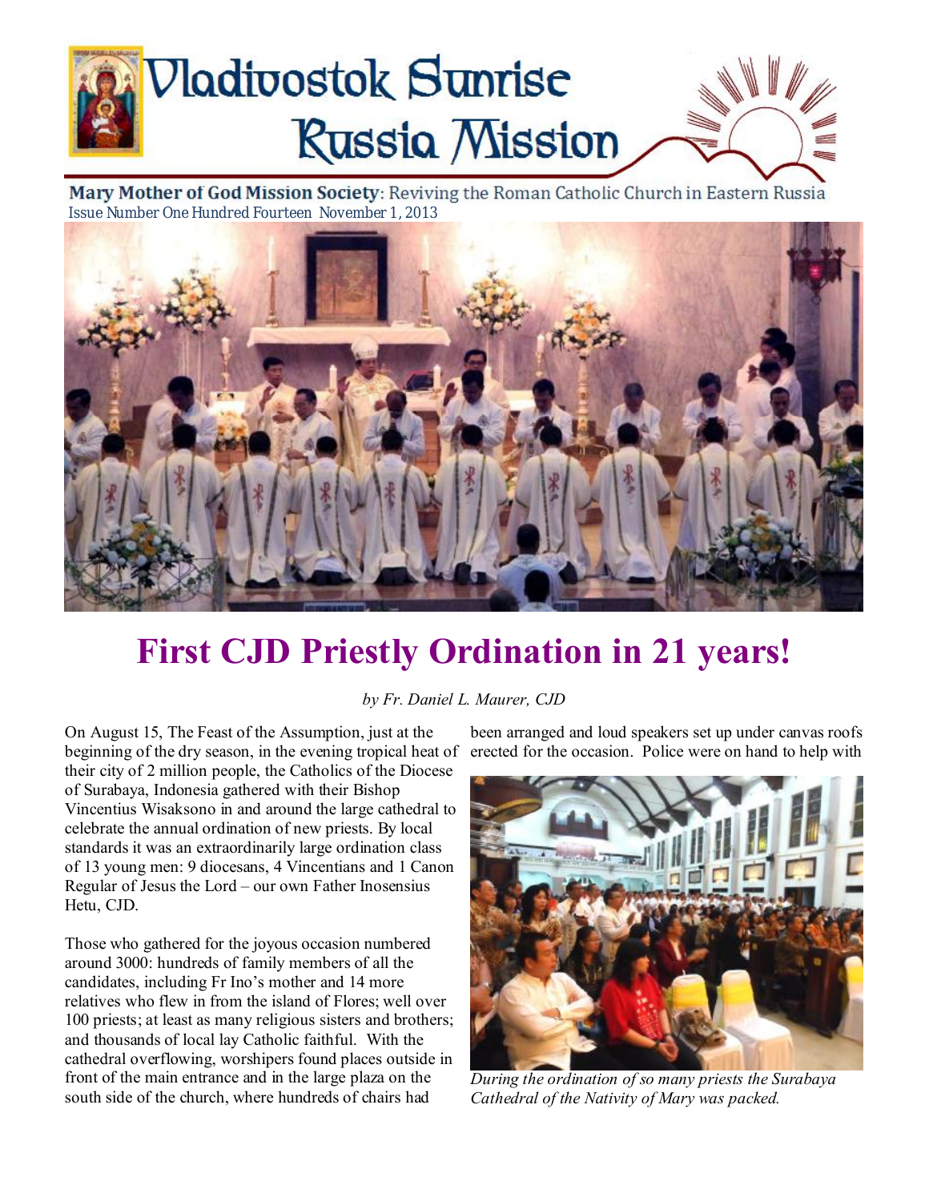# Vladivostok Sunrise Russia Mission

**Mary Mother of God Mission Society**: Reviving the Roman Catholic Church in Eastern Russia

Issue Number One Hundred Fourteen November 1, 2013

# First CJD Priestly Ordination in 21 years!

*by Fr. Daniel L. Maurer, CJD*

On August 15, The Feast of the Assumption, just at the beginning of the dry season, in the evening tropical heat of their city of 2 million people, the Catholics of the Diocese of Surabaya, Indonesia gathered with their Bishop Vincentius Wisaksono in and around the large cathedral to celebrate the annual ordination of new priests. By local standards it was an extraordinarily large ordination class of 13 young men: 9 diocesans, 4 Vincentians and 1 Canon Regular of Jesus the Lord – our own Father Inosensius Hetu, CJD.

Those who gathered for the joyous occasion numbered around 3000: hundreds of family members of all the candidates, including Fr Ino's mother and 14 more relatives who flew in from the island of Flores; well over 100 priests; at least as many religious sisters and brothers; and thousands of local lay Catholic faithful. With the cathedral overflowing, worshipers found places outside in front of the main entrance and in the large plaza on the south side of the church, where hundreds of chairs had been arranged and loud speakers set up under canvas roofs erected for the occasion. Police were on hand to help with

*During the ordination of so many priests the Surabaya Cathedral of the Nativity of Mary was packed.*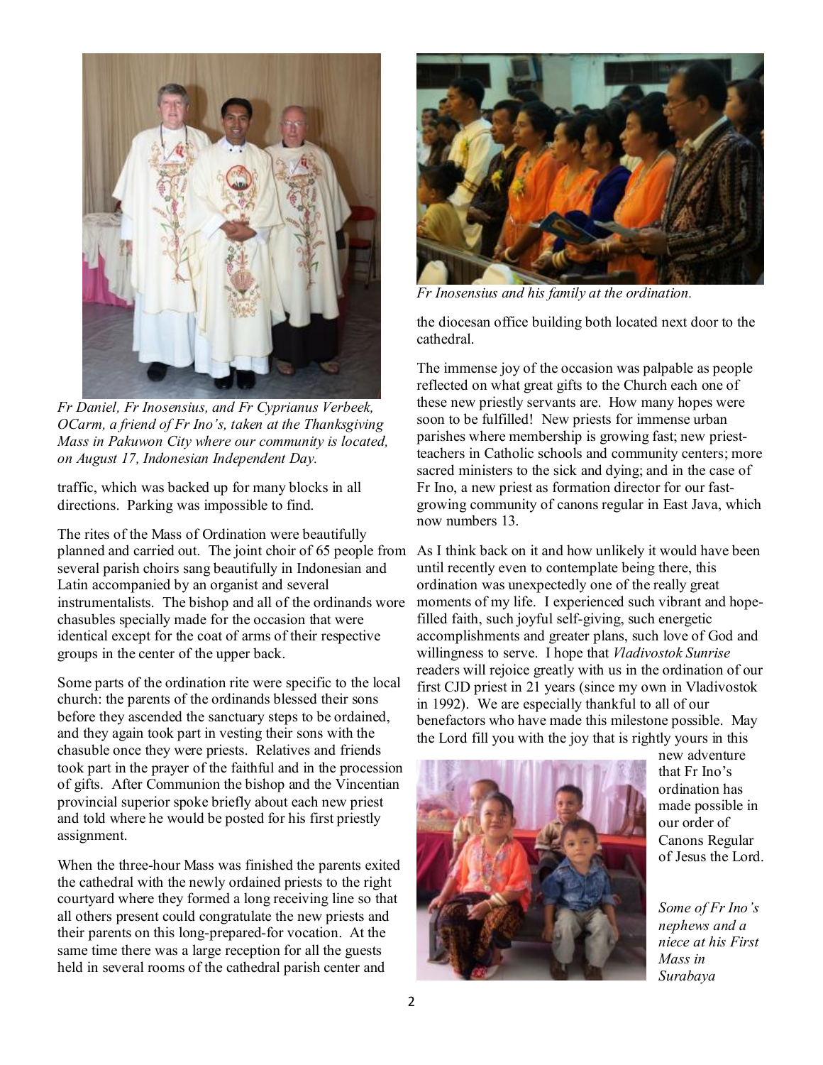*Fr Daniel, Fr Inosensius, and Fr Cyprianus Verbeek, OCarm, a friend of Fr Ino's, taken at the Thanksgiving Mass in Pakuwon City where our community is located, on August 17, Indonesian Independent Day.*

traffic, which was backed up for many blocks in all directions. Parking was impossible to find.

The rites of the Mass of Ordination were beautifully planned and carried out. The joint choir of 65 people from several parish choirs sang beautifully in Indonesian and Latin accompanied by an organist and several instrumentalists. The bishop and all of the ordinands wore chasubles specially made for the occasion that were identical except for the coat of arms of their respective groups in the center of the upper back.

Some parts of the ordination rite were specific to the local church: the parents of the ordinands blessed their sons before they ascended the sanctuary steps to be ordained, and they again took part in vesting their sons with the chasuble once they were priests. Relatives and friends took part in the prayer of the faithful and in the procession of gifts. After Communion the bishop and the Vincentian provincial superior spoke briefly about each new priest and told where he would be posted for his first priestly assignment.

When the three-hour Mass was finished the parents exited the cathedral with the newly ordained priests to the right courtyard where they formed a long receiving line so that all others present could congratulate the new priests and their parents on this long-prepared-for vocation. At the same time there was a large reception for all the guests held in several rooms of the cathedral parish center and the diocesan office building both located next door to the cathedral.

*Fr Inosensius and his family at the ordination.*

The immense joy of the occasion was palpable as people reflected on what great gifts to the Church each one of these new priestly servants are. How many hopes were soon to be fulfilled! New priests for immense urban parishes where membership is growing fast; new priest-teachers in Catholic schools and community centers; more sacred ministers to the sick and dying; and in the case of Fr Ino, a new priest as formation director for our fast-growing community of canons regular in East Java, which now numbers 13.

As I think back on it and how unlikely it would have been until recently even to contemplate being there, this ordination was unexpectedly one of the really great moments of my life. I experienced such vibrant and hope-filled faith, such joyful self-giving, such energetic accomplishments and greater plans, such love of God and willingness to serve. I hope that *Vladivostok Sunrise* readers will rejoice greatly with us in the ordination of our first CJD priest in 21 years (since my own in Vladivostok in 1992). We are especially thankful to all of our benefactors who have made this milestone possible. May the Lord fill you with the joy that is rightly yours in this new adventure that Fr Ino's ordination has made possible in our order of Canons Regular of Jesus the Lord.

*Some of Fr Ino's nephews and a niece at his First Mass in Surabaya*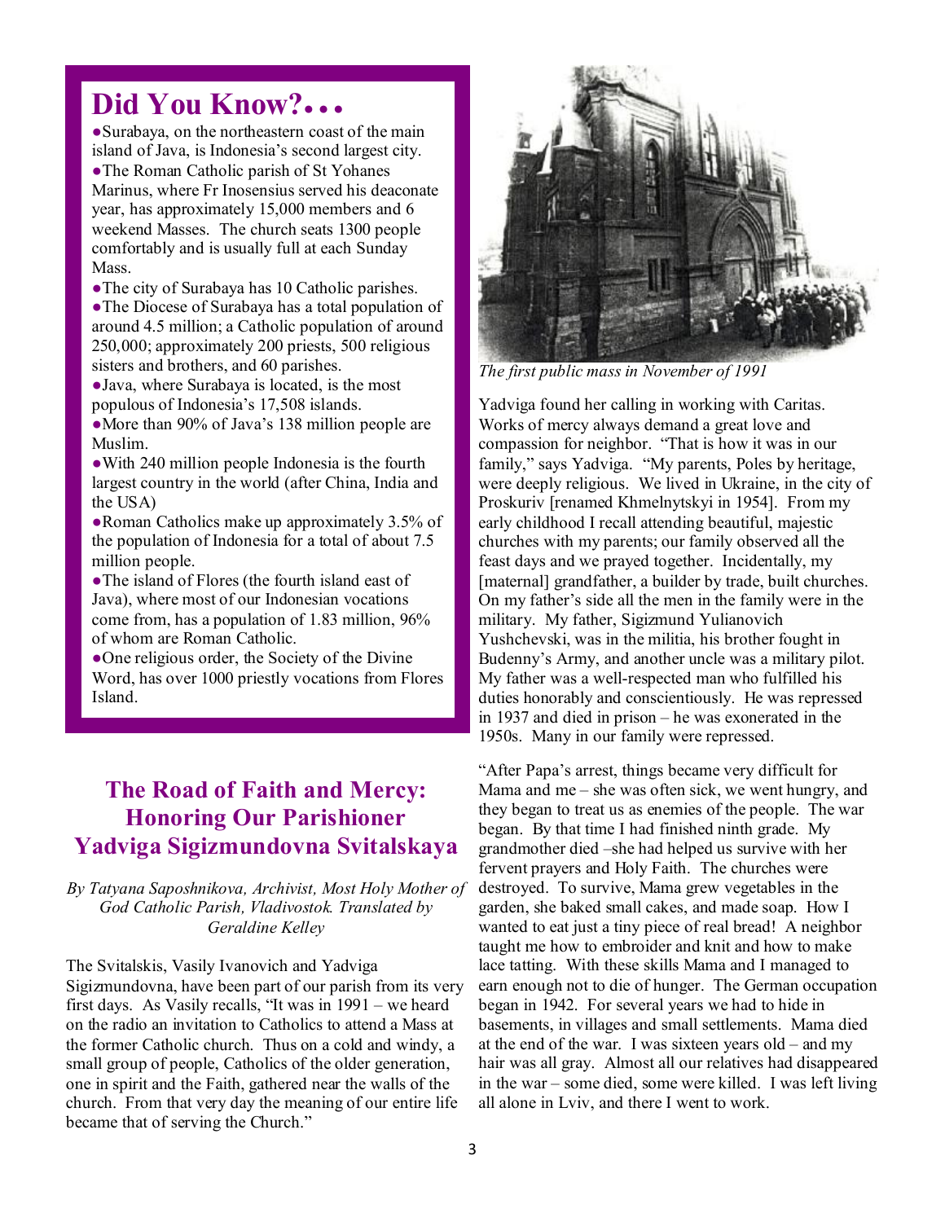## Did You Know?...

- Surabaya, on the northeastern coast of the main island of Java, is Indonesia's second largest city.
- The Roman Catholic parish of St Yohanes Marinus, where Fr Inosensius served his deaconate year, has approximately 15,000 members and 6 weekend Masses. The church seats 1300 people comfortably and is usually full at each Sunday Mass.
- The city of Surabaya has 10 Catholic parishes.
- The Diocese of Surabaya has a total population of around 4.5 million; a Catholic population of around 250,000; approximately 200 priests, 500 religious sisters and brothers, and 60 parishes.
- Java, where Surabaya is located, is the most populous of Indonesia's 17,508 islands.
- More than 90% of Java's 138 million people are Muslim.
- With 240 million people Indonesia is the fourth largest country in the world (after China, India and the USA)
- Roman Catholics make up approximately 3.5% of the population of Indonesia for a total of about 7.5 million people.
- The island of Flores (the fourth island east of Java), where most of our Indonesian vocations come from, has a population of 1.83 million, 96% of whom are Roman Catholic.
- One religious order, the Society of the Divine Word, has over 1000 priestly vocations from Flores Island.

## The Road of Faith and Mercy: Honoring Our Parishioner Yadviga Sigizmundovna Svitalskaya

*By Tatyana Saposhnikova, Archivist, Most Holy Mother of God Catholic Parish, Vladivostok. Translated by Geraldine Kelley*

The Svitalskis, Vasily Ivanovich and Yadviga Sigizmundovna, have been part of our parish from its very first days. As Vasily recalls, "It was in 1991 – we heard on the radio an invitation to Catholics to attend a Mass at the former Catholic church. Thus on a cold and windy, a small group of people, Catholics of the older generation, one in spirit and the Faith, gathered near the walls of the church. From that very day the meaning of our entire life became that of serving the Church."

*The first public mass in November of 1991*

Yadviga found her calling in working with Caritas. Works of mercy always demand a great love and compassion for neighbor. "That is how it was in our family," says Yadviga. "My parents, Poles by heritage, were deeply religious. We lived in Ukraine, in the city of Proskuriv [renamed Khmelnytskyi in 1954]. From my early childhood I recall attending beautiful, majestic churches with my parents; our family observed all the feast days and we prayed together. Incidentally, my [maternal] grandfather, a builder by trade, built churches. On my father's side all the men in the family were in the military. My father, Sigizmund Yulianovich Yushchevski, was in the militia, his brother fought in Budenny's Army, and another uncle was a military pilot. My father was a well-respected man who fulfilled his duties honorably and conscientiously. He was repressed in 1937 and died in prison – he was exonerated in the 1950s. Many in our family were repressed.

"After Papa's arrest, things became very difficult for Mama and me – she was often sick, we went hungry, and they began to treat us as enemies of the people. The war began. By that time I had finished ninth grade. My grandmother died –she had helped us survive with her fervent prayers and Holy Faith. The churches were destroyed. To survive, Mama grew vegetables in the garden, she baked small cakes, and made soap. How I wanted to eat just a tiny piece of real bread! A neighbor taught me how to embroider and knit and how to make lace tatting. With these skills Mama and I managed to earn enough not to die of hunger. The German occupation began in 1942. For several years we had to hide in basements, in villages and small settlements. Mama died at the end of the war. I was sixteen years old – and my hair was all gray. Almost all our relatives had disappeared in the war – some died, some were killed. I was left living all alone in Lviv, and there I went to work.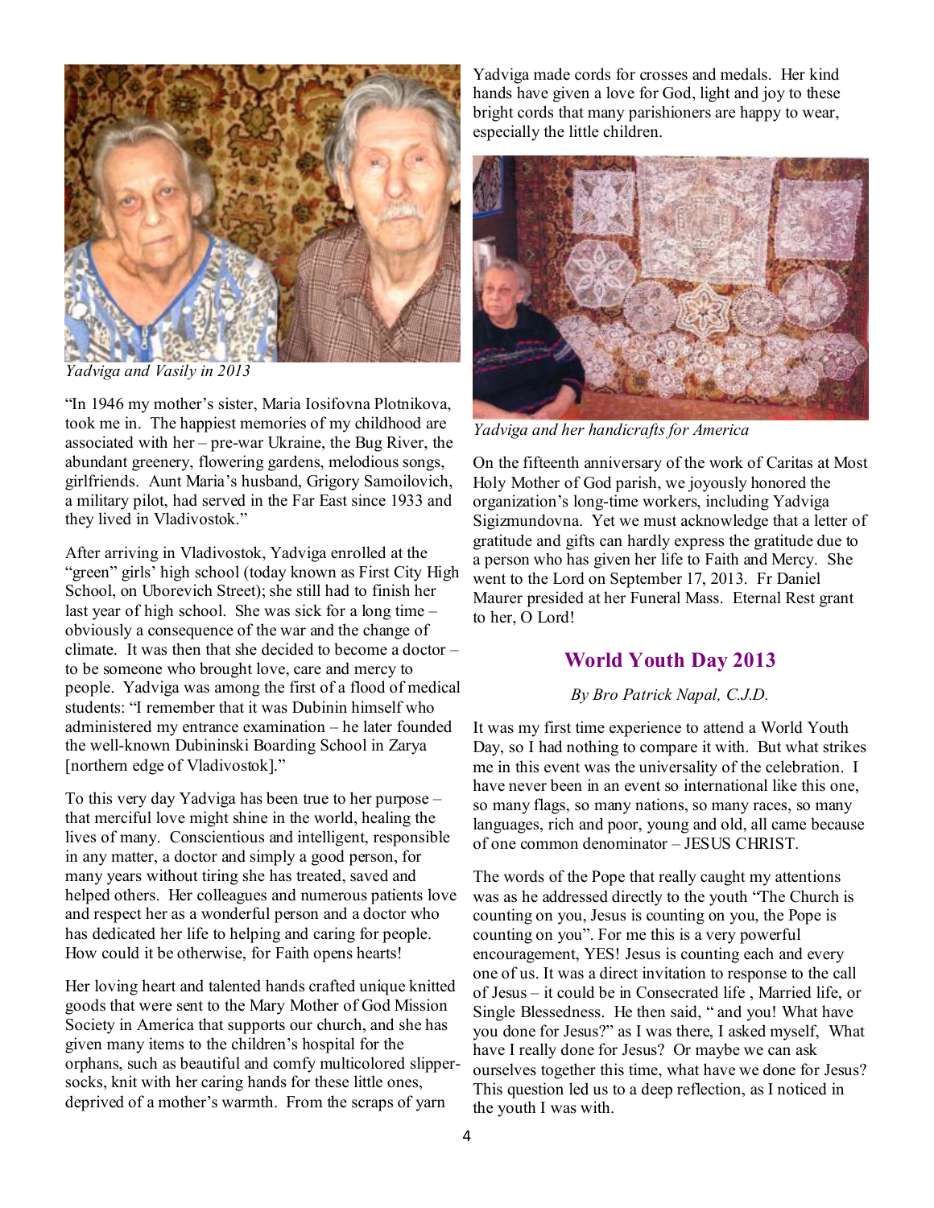*Yadviga and Vasily in 2013*

"In 1946 my mother's sister, Maria Iosifovna Plotnikova, took me in. The happiest memories of my childhood are associated with her – pre-war Ukraine, the Bug River, the abundant greenery, flowering gardens, melodious songs, girlfriends. Aunt Maria's husband, Grigory Samoilovich, a military pilot, had served in the Far East since 1933 and they lived in Vladivostok."

After arriving in Vladivostok, Yadviga enrolled at the "green" girls' high school (today known as First City High School, on Uborevich Street); she still had to finish her last year of high school. She was sick for a long time – obviously a consequence of the war and the change of climate. It was then that she decided to become a doctor – to be someone who brought love, care and mercy to people. Yadviga was among the first of a flood of medical students: "I remember that it was Dubinin himself who administered my entrance examination – he later founded the well-known Dubininski Boarding School in Zarya [northern edge of Vladivostok]."

To this very day Yadviga has been true to her purpose – that merciful love might shine in the world, healing the lives of many. Conscientious and intelligent, responsible in any matter, a doctor and simply a good person, for many years without tiring she has treated, saved and helped others. Her colleagues and numerous patients love and respect her as a wonderful person and a doctor who has dedicated her life to helping and caring for people. How could it be otherwise, for Faith opens hearts!

Her loving heart and talented hands crafted unique knitted goods that were sent to the Mary Mother of God Mission Society in America that supports our church, and she has given many items to the children's hospital for the orphans, such as beautiful and comfy multicolored slipper-socks, knit with her caring hands for these little ones, deprived of a mother's warmth. From the scraps of yarn Yadviga made cords for crosses and medals. Her kind hands have given a love for God, light and joy to these bright cords that many parishioners are happy to wear, especially the little children.

*Yadviga and her handicrafts for America*

On the fifteenth anniversary of the work of Caritas at Most Holy Mother of God parish, we joyously honored the organization's long-time workers, including Yadviga Sigizmundovna. Yet we must acknowledge that a letter of gratitude and gifts can hardly express the gratitude due to a person who has given her life to Faith and Mercy. She went to the Lord on September 17, 2013. Fr Daniel Maurer presided at her Funeral Mass. Eternal Rest grant to her, O Lord!

## World Youth Day 2013

*By Bro Patrick Napal, C.J.D.*

It was my first time experience to attend a World Youth Day, so I had nothing to compare it with. But what strikes me in this event was the universality of the celebration. I have never been in an event so international like this one, so many flags, so many nations, so many races, so many languages, rich and poor, young and old, all came because of one common denominator – JESUS CHRIST.

The words of the Pope that really caught my attentions was as he addressed directly to the youth "The Church is counting on you, Jesus is counting on you, the Pope is counting on you". For me this is a very powerful encouragement, YES! Jesus is counting each and every one of us. It was a direct invitation to response to the call of Jesus – it could be in Consecrated life , Married life, or Single Blessedness. He then said, " and you! What have you done for Jesus?" as I was there, I asked myself, What have I really done for Jesus? Or maybe we can ask ourselves together this time, what have we done for Jesus? This question led us to a deep reflection, as I noticed in the youth I was with.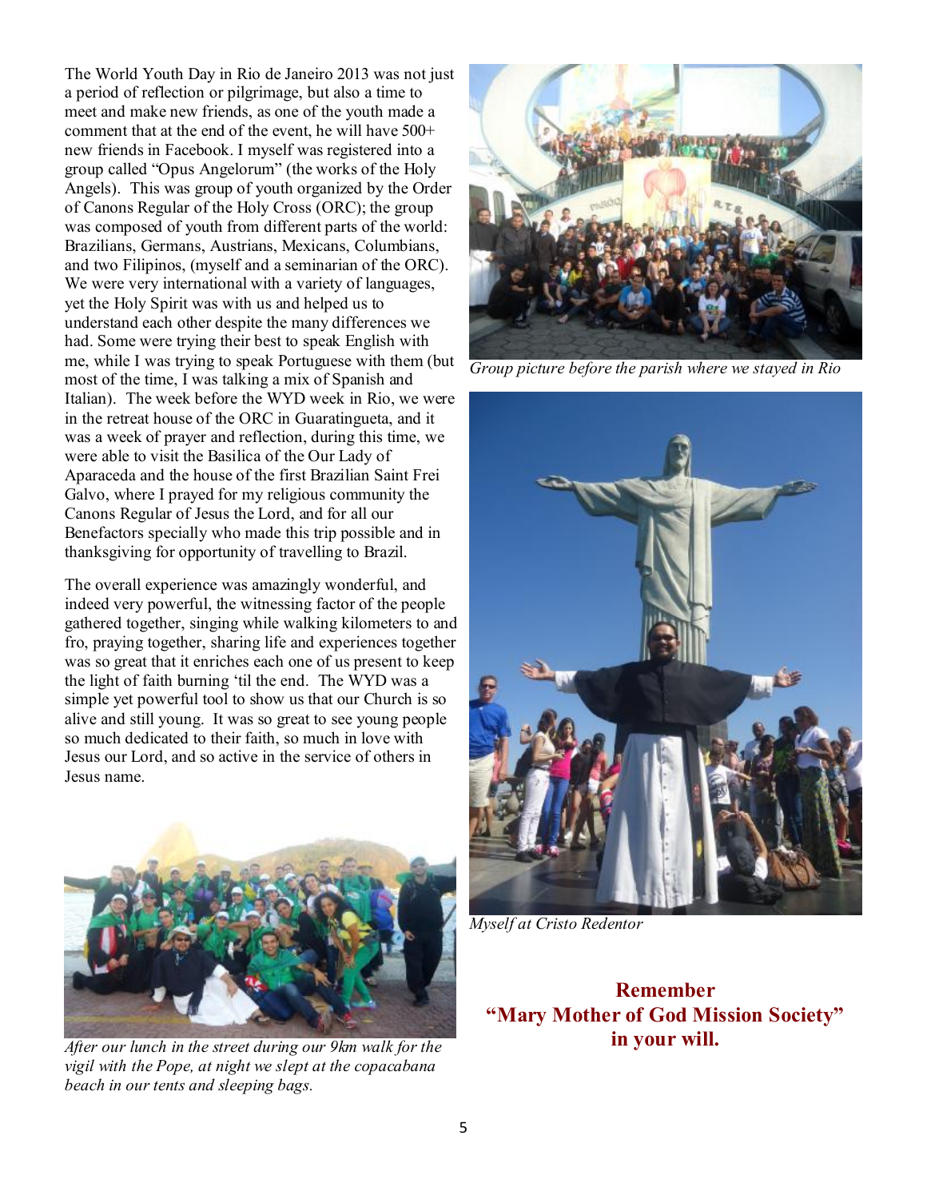The World Youth Day in Rio de Janeiro 2013 was not just a period of reflection or pilgrimage, but also a time to meet and make new friends, as one of the youth made a comment that at the end of the event, he will have 500+ new friends in Facebook. I myself was registered into a group called "Opus Angelorum" (the works of the Holy Angels). This was group of youth organized by the Order of Canons Regular of the Holy Cross (ORC); the group was composed of youth from different parts of the world: Brazilians, Germans, Austrians, Mexicans, Columbians, and two Filipinos, (myself and a seminarian of the ORC). We were very international with a variety of languages, yet the Holy Spirit was with us and helped us to understand each other despite the many differences we had. Some were trying their best to speak English with me, while I was trying to speak Portuguese with them (but most of the time, I was talking a mix of Spanish and Italian). The week before the WYD week in Rio, we were in the retreat house of the ORC in Guaratingueta, and it was a week of prayer and reflection, during this time, we were able to visit the Basilica of the Our Lady of Aparaceda and the house of the first Brazilian Saint Frei Galvo, where I prayed for my religious community the Canons Regular of Jesus the Lord, and for all our Benefactors specially who made this trip possible and in thanksgiving for opportunity of travelling to Brazil.

The overall experience was amazingly wonderful, and indeed very powerful, the witnessing factor of the people gathered together, singing while walking kilometers to and fro, praying together, sharing life and experiences together was so great that it enriches each one of us present to keep the light of faith burning 'til the end. The WYD was a simple yet powerful tool to show us that our Church is so alive and still young. It was so great to see young people so much dedicated to their faith, so much in love with Jesus our Lord, and so active in the service of others in Jesus name.

*After our lunch in the street during our 9km walk for the vigil with the Pope, at night we slept at the copacabana beach in our tents and sleeping bags.*

*Group picture before the parish where we stayed in Rio*

*Myself at Cristo Redentor*

**Remember**
**"Mary Mother of God Mission Society"**
**in your will.**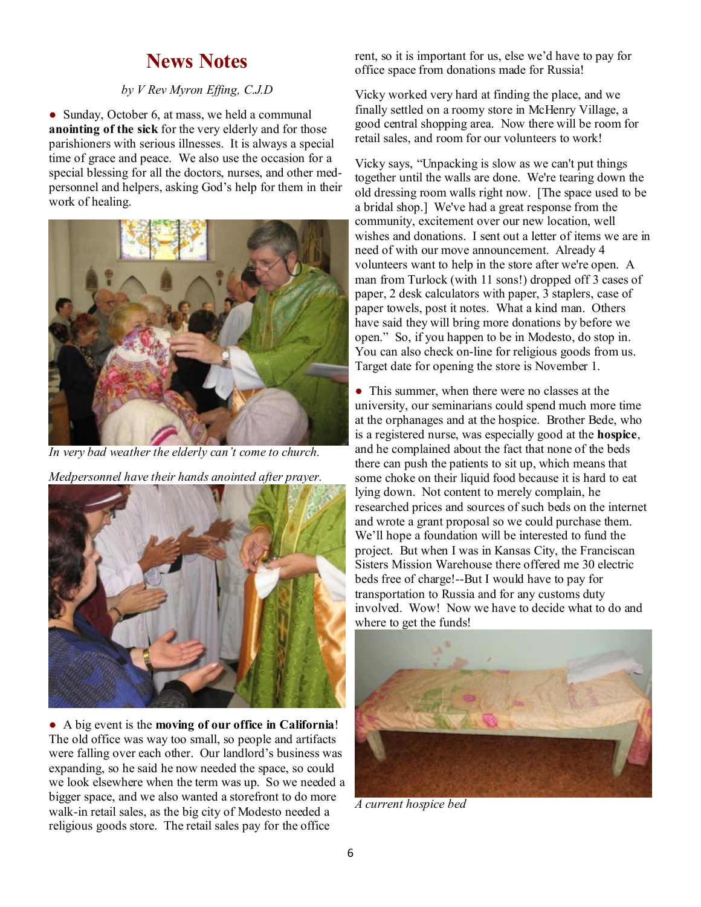## News Notes

*by V Rev Myron Effing, C.J.D*

- Sunday, October 6, at mass, we held a communal **anointing of the sick** for the very elderly and for those parishioners with serious illnesses. It is always a special time of grace and peace. We also use the occasion for a special blessing for all the doctors, nurses, and other med-personnel and helpers, asking God's help for them in their work of healing.

*In very bad weather the elderly can't come to church.*

*Medpersonnel have their hands anointed after prayer.*

- A big event is the **moving of our office in California**! The old office was way too small, so people and artifacts were falling over each other. Our landlord's business was expanding, so he said he now needed the space, so could we look elsewhere when the term was up. So we needed a bigger space, and we also wanted a storefront to do more walk-in retail sales, as the big city of Modesto needed a religious goods store. The retail sales pay for the office rent, so it is important for us, else we'd have to pay for office space from donations made for Russia!

Vicky worked very hard at finding the place, and we finally settled on a roomy store in McHenry Village, a good central shopping area. Now there will be room for retail sales, and room for our volunteers to work!

Vicky says, "Unpacking is slow as we can't put things together until the walls are done. We're tearing down the old dressing room walls right now. [The space used to be a bridal shop.] We've had a great response from the community, excitement over our new location, well wishes and donations. I sent out a letter of items we are in need of with our move announcement. Already 4 volunteers want to help in the store after we're open. A man from Turlock (with 11 sons!) dropped off 3 cases of paper, 2 desk calculators with paper, 3 staplers, case of paper towels, post it notes. What a kind man. Others have said they will bring more donations by before we open." So, if you happen to be in Modesto, do stop in. You can also check on-line for religious goods from us. Target date for opening the store is November 1.

- This summer, when there were no classes at the university, our seminarians could spend much more time at the orphanages and at the hospice. Brother Bede, who is a registered nurse, was especially good at the **hospice**, and he complained about the fact that none of the beds there can push the patients to sit up, which means that some choke on their liquid food because it is hard to eat lying down. Not content to merely complain, he researched prices and sources of such beds on the internet and wrote a grant proposal so we could purchase them. We'll hope a foundation will be interested to fund the project. But when I was in Kansas City, the Franciscan Sisters Mission Warehouse there offered me 30 electric beds free of charge!--But I would have to pay for transportation to Russia and for any customs duty involved. Wow! Now we have to decide what to do and where to get the funds!

*A current hospice bed*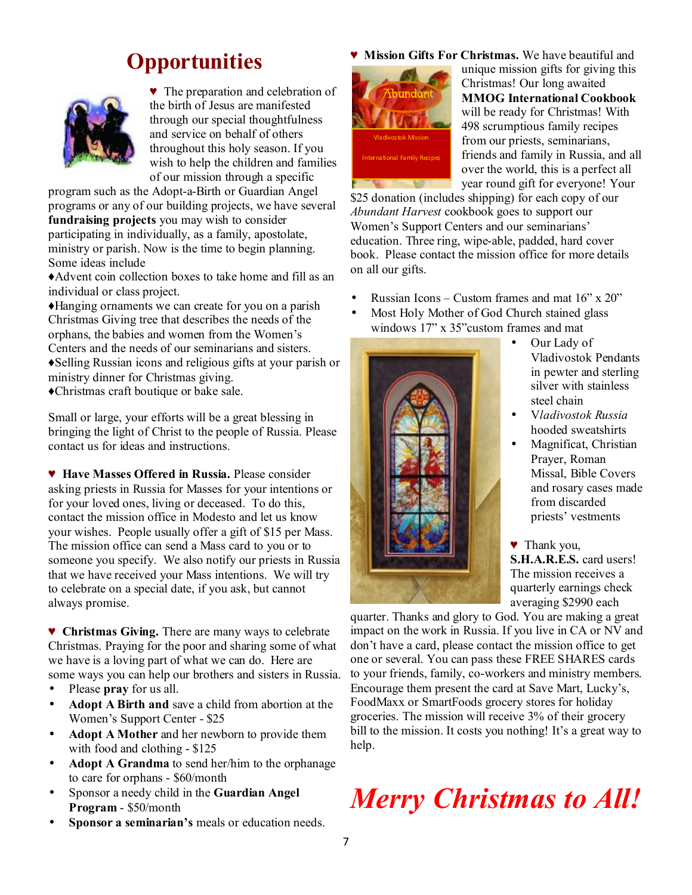# Opportunities

♥ The preparation and celebration of the birth of Jesus are manifested through our special thoughtfulness and service on behalf of others throughout this holy season. If you wish to help the children and families of our mission through a specific program such as the Adopt-a-Birth or Guardian Angel programs or any of our building projects, we have several **fundraising projects** you may wish to consider participating in individually, as a family, apostolate, ministry or parish. Now is the time to begin planning. Some ideas include

♦Advent coin collection boxes to take home and fill as an individual or class project.
♦Hanging ornaments we can create for you on a parish Christmas Giving tree that describes the needs of the orphans, the babies and women from the Women's Centers and the needs of our seminarians and sisters.
♦Selling Russian icons and religious gifts at your parish or ministry dinner for Christmas giving.
♦Christmas craft boutique or bake sale.

Small or large, your efforts will be a great blessing in bringing the light of Christ to the people of Russia. Please contact us for ideas and instructions.

♥ **Have Masses Offered in Russia.** Please consider asking priests in Russia for Masses for your intentions or for your loved ones, living or deceased. To do this, contact the mission office in Modesto and let us know your wishes. People usually offer a gift of $15 per Mass. The mission office can send a Mass card to you or to someone you specify. We also notify our priests in Russia that we have received your Mass intentions. We will try to celebrate on a special date, if you ask, but cannot always promise.

♥ **Christmas Giving.** There are many ways to celebrate Christmas. Praying for the poor and sharing some of what we have is a loving part of what we can do. Here are some ways you can help our brothers and sisters in Russia.

- Please **pray** for us all.
- **Adopt A Birth and** save a child from abortion at the Women's Support Center - $25
- **Adopt A Mother** and her newborn to provide them with food and clothing - $125
- **Adopt A Grandma** to send her/him to the orphanage to care for orphans - $60/month
- Sponsor a needy child in the **Guardian Angel Program** - $50/month
- **Sponsor a seminarian's** meals or education needs.

♥ **Mission Gifts For Christmas.** We have beautiful and unique mission gifts for giving this Christmas! Our long awaited **MMOG International Cookbook** will be ready for Christmas! With 498 scrumptious family recipes from our priests, seminarians, friends and family in Russia, and all over the world, this is a perfect all year round gift for everyone! Your $25 donation (includes shipping) for each copy of our *Abundant Harvest* cookbook goes to support our Women's Support Centers and our seminarians' education. Three ring, wipe-able, padded, hard cover book. Please contact the mission office for more details on all our gifts.

- Russian Icons – Custom frames and mat 16" x 20"
- Most Holy Mother of God Church stained glass windows 17" x 35"custom frames and mat
- Our Lady of Vladivostok Pendants in pewter and sterling silver with stainless steel chain
- V*ladivostok Russia* hooded sweatshirts
- Magnificat, Christian Prayer, Roman Missal, Bible Covers and rosary cases made from discarded priests' vestments

♥ Thank you, **S.H.A.R.E.S.** card users! The mission receives a quarterly earnings check averaging $2990 each quarter. Thanks and glory to God. You are making a great impact on the work in Russia. If you live in CA or NV and don't have a card, please contact the mission office to get one or several. You can pass these FREE SHARES cards to your friends, family, co-workers and ministry members. Encourage them present the card at Save Mart, Lucky's, FoodMaxx or SmartFoods grocery stores for holiday groceries. The mission will receive 3% of their grocery bill to the mission. It costs you nothing! It's a great way to help.

***Merry Christmas to All!***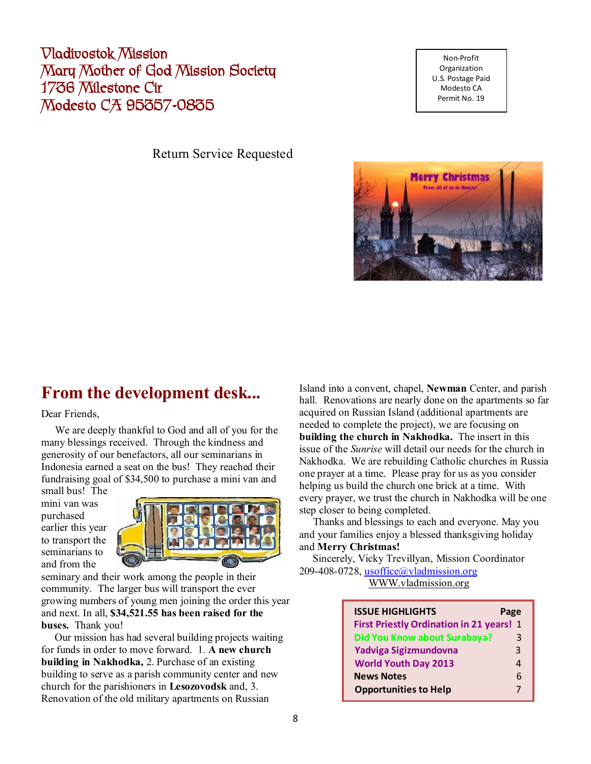Vladivostok Mission
Mary Mother of God Mission Society
1736 Milestone Cir
Modesto CA 95357-0835

Non-Profit Organization
U.S. Postage Paid
Modesto CA
Permit No. 19

Return Service Requested

## From the development desk...

Dear Friends,

We are deeply thankful to God and all of you for the many blessings received. Through the kindness and generosity of our benefactors, all our seminarians in Indonesia earned a seat on the bus! They reached their fundraising goal of $34,500 to purchase a mini van and small bus! The mini van was purchased earlier this year to transport the seminarians to and from the seminary and their work among the people in their community. The larger bus will transport the ever growing numbers of young men joining the order this year and next. In all, **$34,521.55 has been raised for the buses.** Thank you!

Our mission has had several building projects waiting for funds in order to move forward. 1. **A new church building in Nakhodka,** 2. Purchase of an existing building to serve as a parish community center and new church for the parishioners in **Lesozovodsk** and, 3. Renovation of the old military apartments on Russian Island into a convent, chapel, **Newman** Center, and parish hall. Renovations are nearly done on the apartments so far acquired on Russian Island (additional apartments are needed to complete the project), we are focusing on **building the church in Nakhodka.** The insert in this issue of the *Sunrise* will detail our needs for the church in Nakhodka. We are rebuilding Catholic churches in Russia one prayer at a time. Please pray for us as you consider helping us build the church one brick at a time. With every prayer, we trust the church in Nakhodka will be one step closer to being completed.

Thanks and blessings to each and everyone. May you and your families enjoy a blessed thanksgiving holiday and **Merry Christmas!**

Sincerely, Vicky Trevillyan, Mission Coordinator
209-408-0728, usoffice@vladmission.org
WWW.vladmission.org

| ISSUE HIGHLIGHTS | Page |
|---|---|
| First Priestly Ordination in 21 years! | 1 |
| Did You Know about Surabaya? | 3 |
| Yadviga Sigizmundovna | 3 |
| World Youth Day 2013 | 4 |
| News Notes | 6 |
| Opportunities to Help | 7 |